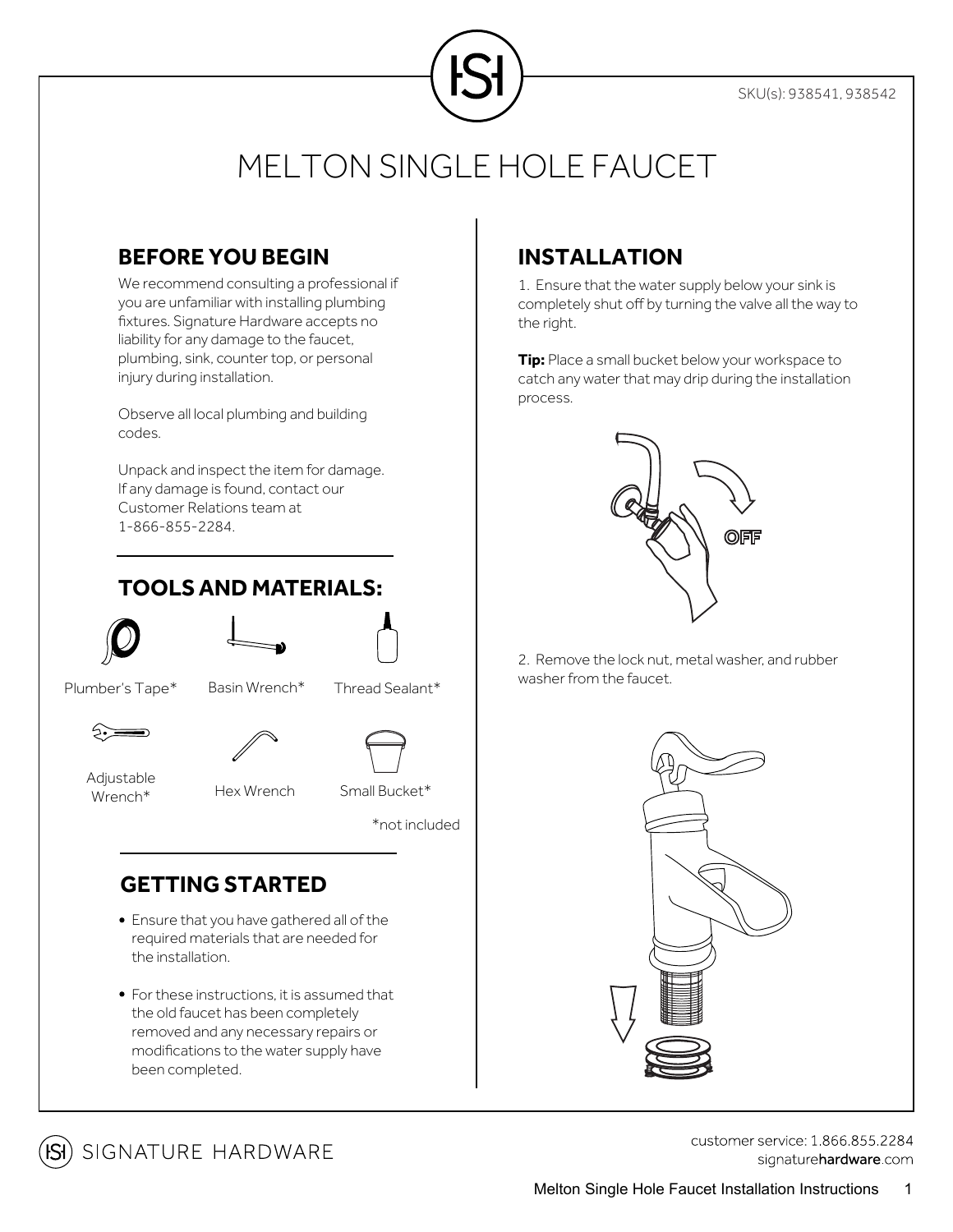SKU(s): 938541, 938542

# MELTON SINGLE HOLE FAUCET

## BEFORE YOU BEGIN

We recommend consulting a professional if you are unfamiliar with installing plumbing fixtures. Signature Hardware accepts no liability for any damage to the faucet, plumbing, sink, counter top, or personal injury during installation.

Observe all local plumbing and building codes.

Unpack and inspect the item for damage. If any damage is found, contact our Customer Relations team at 1-866-855-2284.

## TOOLS AND MATERIALS:

- Plumber's Tape*
- Basin Wrench*
- Thread Sealant*
- Adjustable Wrench*
- Hex Wrench
- Small Bucket*

*not included

## GETTING STARTED

- Ensure that you have gathered all of the required materials that are needed for the installation.
- For these instructions, it is assumed that the old faucet has been completely removed and any necessary repairs or modifications to the water supply have been completed.

## INSTALLATION

1. Ensure that the water supply below your sink is completely shut off by turning the valve all the way to the right.

**Tip:** Place a small bucket below your workspace to catch any water that may drip during the installation process.

OFF

2. Remove the lock nut, metal washer, and rubber washer from the faucet.

SIGNATURE HARDWARE

customer service: 1.866.855.2284
signature**hardware**.com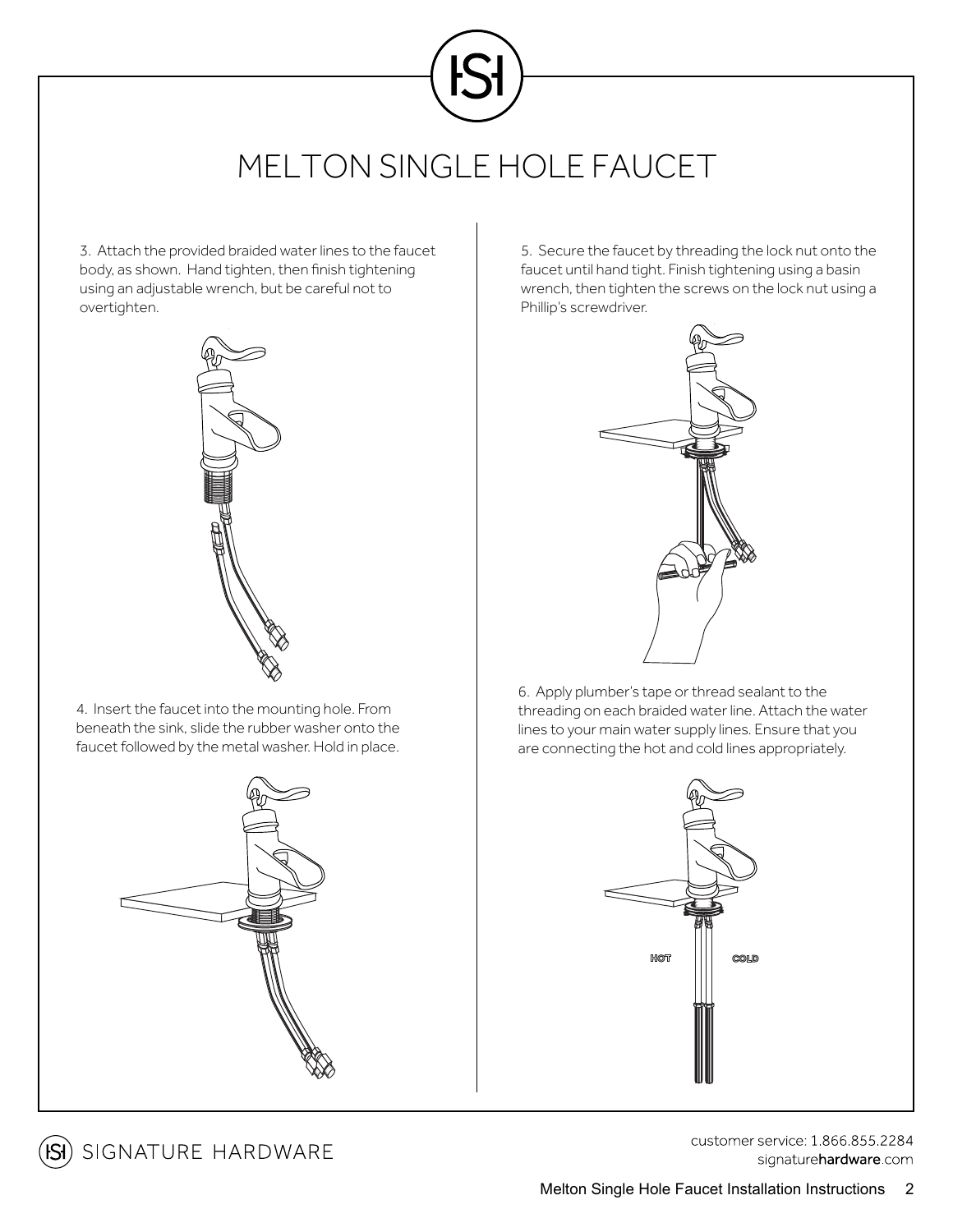# MELTON SINGLE HOLE FAUCET

3. Attach the provided braided water lines to the faucet body, as shown. Hand tighten, then finish tightening using an adjustable wrench, but be careful not to overtighten.

4. Insert the faucet into the mounting hole. From beneath the sink, slide the rubber washer onto the faucet followed by the metal washer. Hold in place.

5. Secure the faucet by threading the lock nut onto the faucet until hand tight. Finish tightening using a basin wrench, then tighten the screws on the lock nut using a Phillip's screwdriver.

6. Apply plumber's tape or thread sealant to the threading on each braided water line. Attach the water lines to your main water supply lines. Ensure that you are connecting the hot and cold lines appropriately.

HOT COLD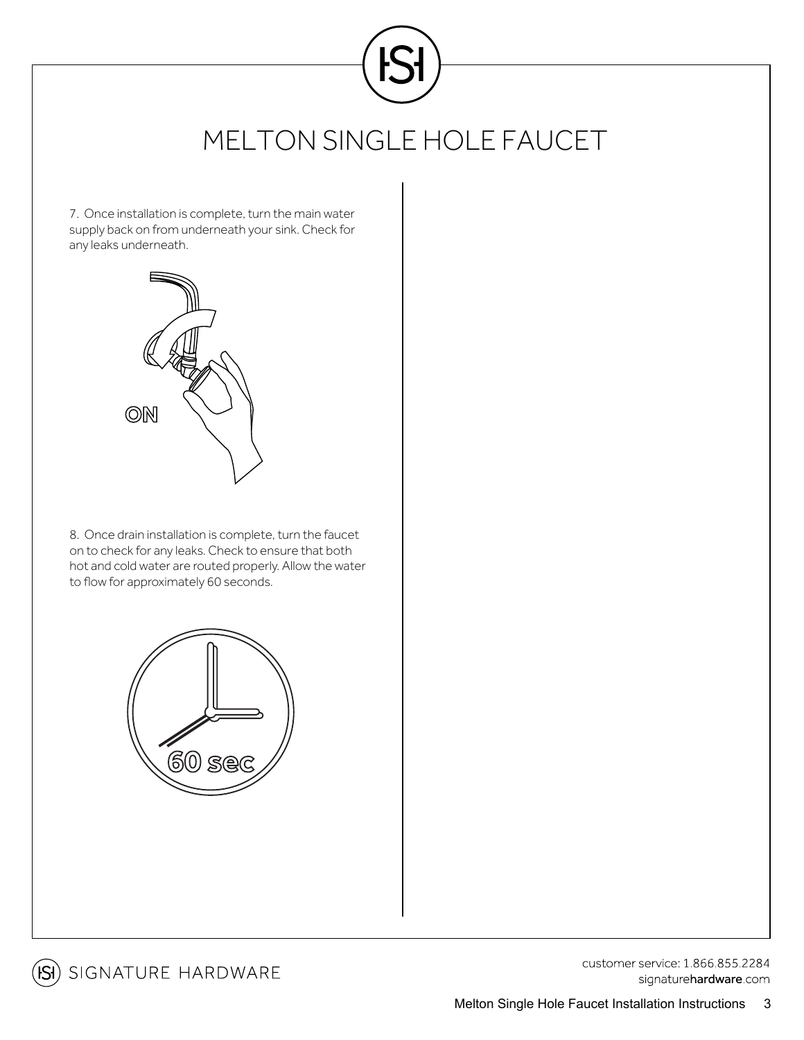# MELTON SINGLE HOLE FAUCET

7. Once installation is complete, turn the main water supply back on from underneath your sink. Check for any leaks underneath.

ON

8. Once drain installation is complete, turn the faucet on to check for any leaks. Check to ensure that both hot and cold water are routed properly. Allow the water to flow for approximately 60 seconds.

60 sec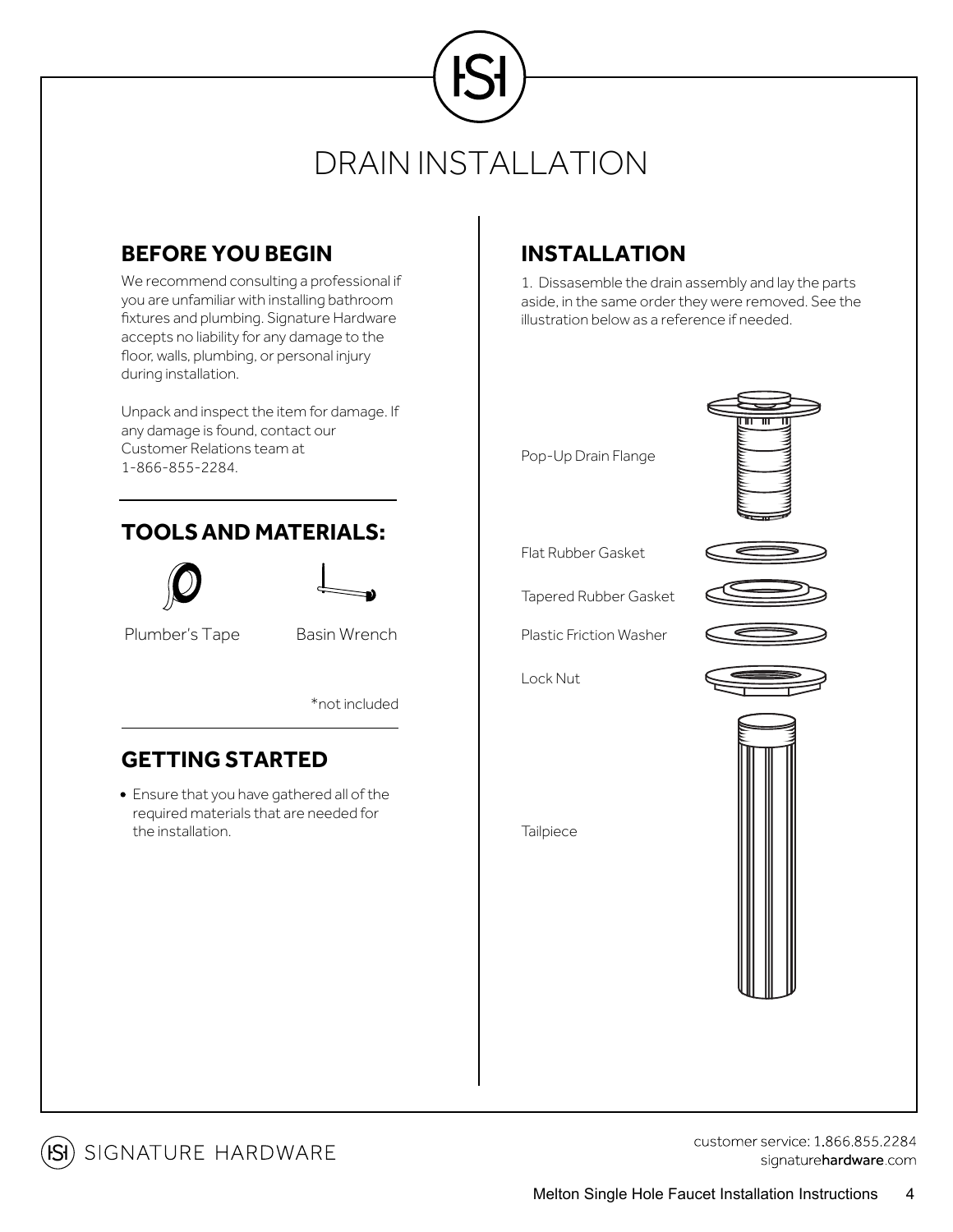# DRAIN INSTALLATION

## BEFORE YOU BEGIN

We recommend consulting a professional if you are unfamiliar with installing bathroom fixtures and plumbing. Signature Hardware accepts no liability for any damage to the floor, walls, plumbing, or personal injury during installation.

Unpack and inspect the item for damage. If any damage is found, contact our Customer Relations team at 1-866-855-2284.

## TOOLS AND MATERIALS:

Plumber's Tape

Basin Wrench

*not included

## GETTING STARTED

- Ensure that you have gathered all of the required materials that are needed for the installation.

## INSTALLATION

1. Dissasemble the drain assembly and lay the parts aside, in the same order they were removed. See the illustration below as a reference if needed.

Pop-Up Drain Flange

Flat Rubber Gasket

Tapered Rubber Gasket

Plastic Friction Washer

Lock Nut

Tailpiece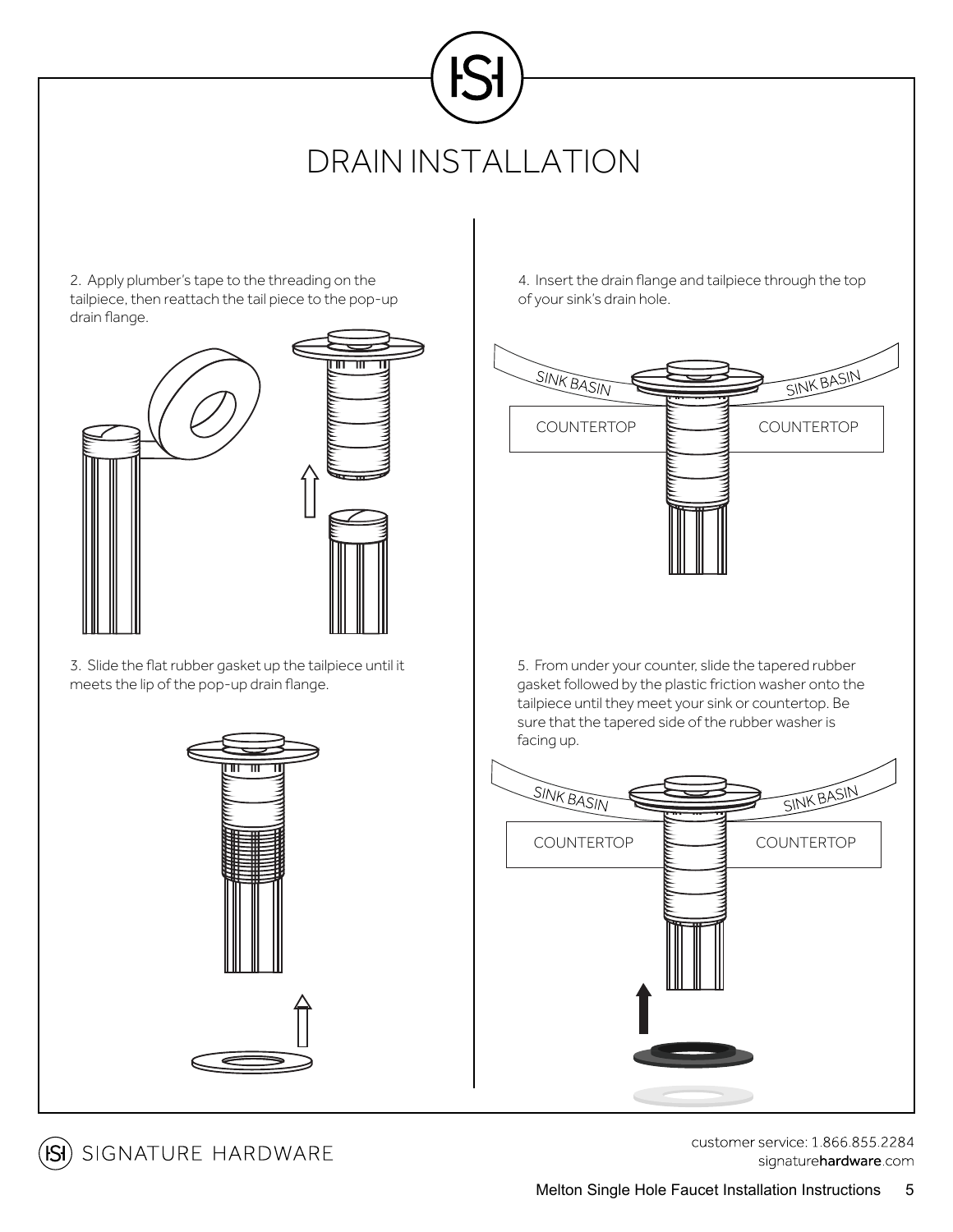# DRAIN INSTALLATION

2. Apply plumber's tape to the threading on the tailpiece, then reattach the tail piece to the pop-up drain flange.

3. Slide the flat rubber gasket up the tailpiece until it meets the lip of the pop-up drain flange.

4. Insert the drain flange and tailpiece through the top of your sink's drain hole.

SINK BASIN SINK BASIN

COUNTERTOP COUNTERTOP

5. From under your counter, slide the tapered rubber gasket followed by the plastic friction washer onto the tailpiece until they meet your sink or countertop. Be sure that the tapered side of the rubber washer is facing up.

SINK BASIN SINK BASIN

COUNTERTOP COUNTERTOP

SIGNATURE HARDWARE

customer service: 1.866.855.2284
signature**hardware**.com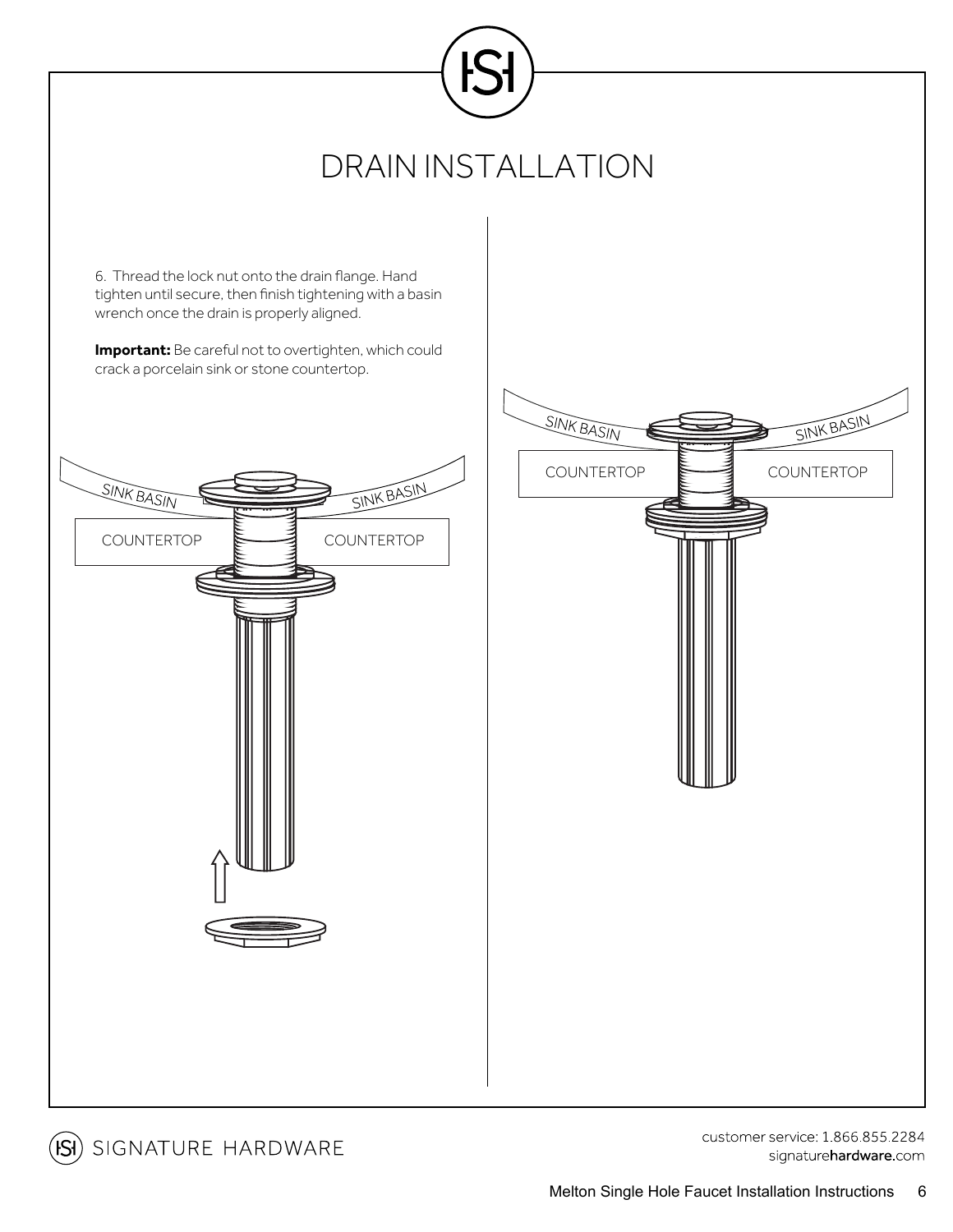# DRAIN INSTALLATION

6. Thread the lock nut onto the drain flange. Hand tighten until secure, then finish tightening with a basin wrench once the drain is properly aligned.

**Important:** Be careful not to overtighten, which could crack a porcelain sink or stone countertop.

SINK BASIN
SINK BASIN
COUNTERTOP
COUNTERTOP

SINK BASIN
SINK BASIN
COUNTERTOP
COUNTERTOP

SIGNATURE HARDWARE

customer service: 1.866.855.2284
signaturehardware.com